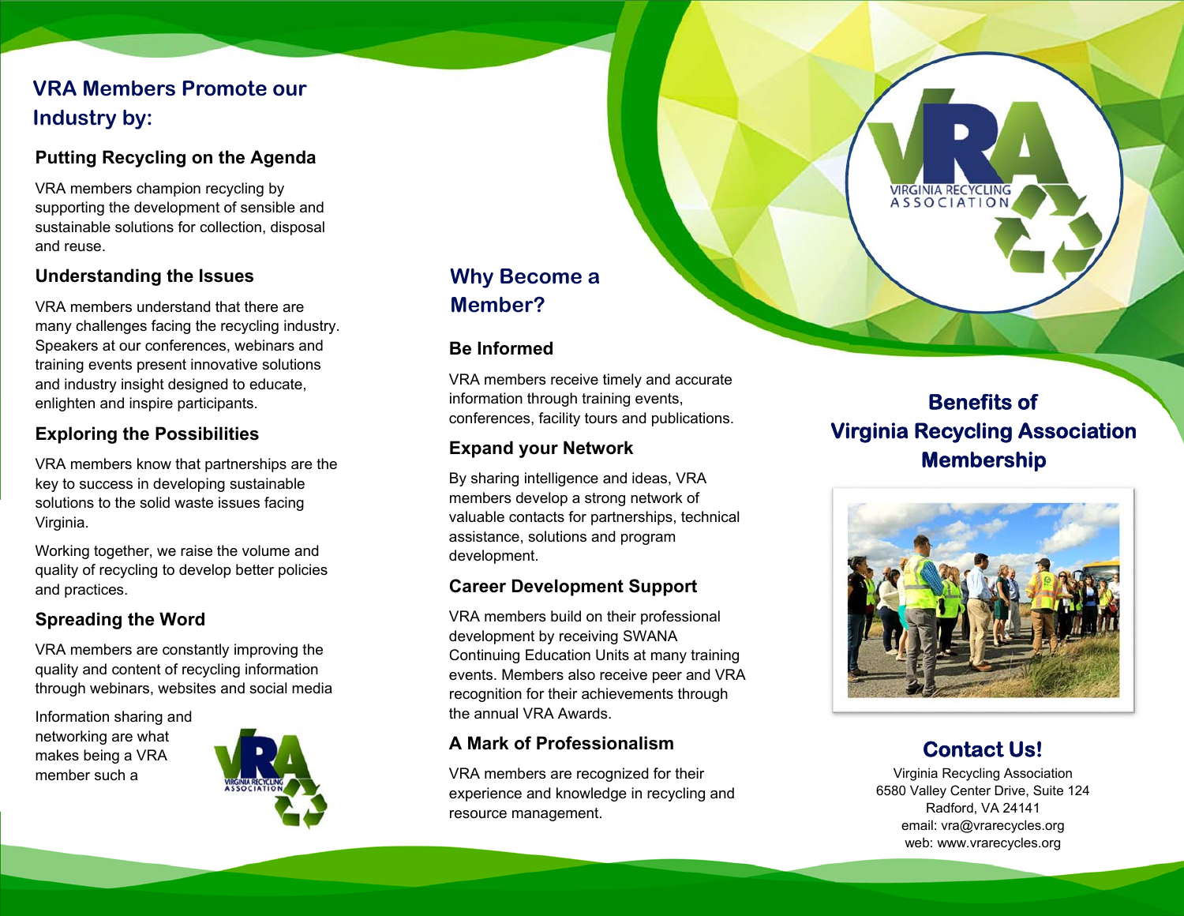## VRA Members Promote our Industry by:

### Putting Recycling on the Agenda

VRA members champion recycling by supporting the development of sensible and sustainable solutions for collection, disposal and reuse.

### Understanding the Issues

VRA members understand that there are many challenges facing the recycling industry. Speakers at our conferences, webinars and training events present innovative solutions and industry insight designed to educate, enlighten and inspire participants.

### Exploring the Possibilities

VRA members know that partnerships are the key to success in developing sustainable solutions to the solid waste issues facing Virginia.

Working together, we raise the volume and quality of recycling to develop better policies and practices.

### Spreading the Word

VRA members are constantly improving the quality and content of recycling information through webinars, websites and social media

Information sharing and networking are what makes being a VRA member such a

VRA VIRGINIA RECYCLING ASSOCIATION

## Why Become a Member?

### Be Informed

VRA members receive timely and accurate information through training events, conferences, facility tours and publications.

### Expand your Network

By sharing intelligence and ideas, VRA members develop a strong network of valuable contacts for partnerships, technical assistance, solutions and program development.

### Career Development Support

VRA members build on their professional development by receiving SWANA Continuing Education Units at many training events. Members also receive peer and VRA recognition for their achievements through the annual VRA Awards.

### A Mark of Professionalism

VRA members are recognized for their experience and knowledge in recycling and resource management.

VRA VIRGINIA RECYCLING ASSOCIATION

## Benefits of Virginia Recycling Association Membership

## Contact Us!

Virginia Recycling Association
6580 Valley Center Drive, Suite 124
Radford, VA 24141
email: vra@vrarecycles.org
web: www.vrarecycles.org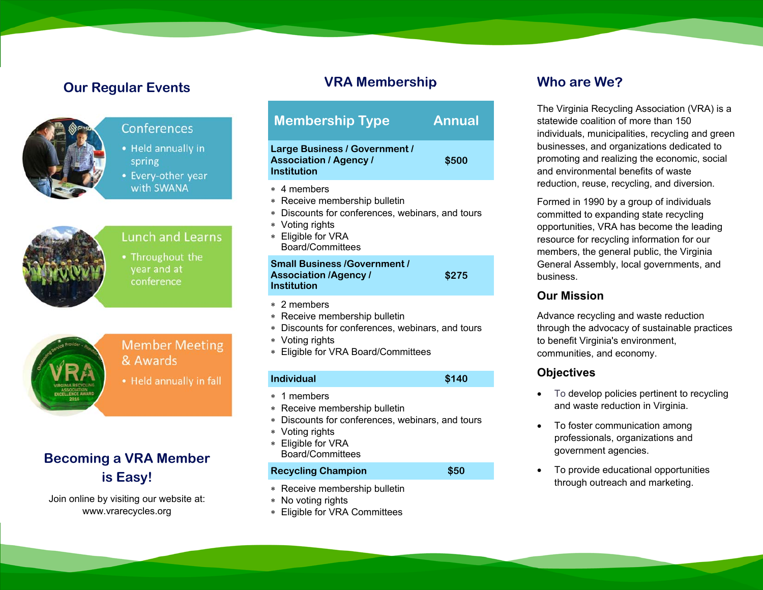## Our Regular Events

### Conferences

- Held annually in spring
- Every-other year with SWANA

### Lunch and Learns

- Throughout the year and at conference

### Member Meeting & Awards

- Held annually in fall

## Becoming a VRA Member is Easy!

Join online by visiting our website at:
www.vrarecycles.org

## VRA Membership

| Membership Type | Annual |
|---|---|
| **Large Business / Government / Association / Agency / Institution** | **$500** |

- 4 members
- Receive membership bulletin
- Discounts for conferences, webinars, and tours
- Voting rights
- Eligible for VRA Board/Committees

| Membership Type | Annual |
|---|---|
| **Small Business /Government / Association /Agency / Institution** | **$275** |

- 2 members
- Receive membership bulletin
- Discounts for conferences, webinars, and tours
- Voting rights
- Eligible for VRA Board/Committees

| Membership Type | Annual |
|---|---|
| **Individual** | **$140** |

- 1 members
- Receive membership bulletin
- Discounts for conferences, webinars, and tours
- Voting rights
- Eligible for VRA Board/Committees

| Membership Type | Annual |
|---|---|
| **Recycling Champion** | **$50** |

- Receive membership bulletin
- No voting rights
- Eligible for VRA Committees

## Who are We?

The Virginia Recycling Association (VRA) is a statewide coalition of more than 150 individuals, municipalities, recycling and green businesses, and organizations dedicated to promoting and realizing the economic, social and environmental benefits of waste reduction, reuse, recycling, and diversion.

Formed in 1990 by a group of individuals committed to expanding state recycling opportunities, VRA has become the leading resource for recycling information for our members, the general public, the Virginia General Assembly, local governments, and business.

### Our Mission

Advance recycling and waste reduction through the advocacy of sustainable practices to benefit Virginia's environment, communities, and economy.

### Objectives

- To develop policies pertinent to recycling and waste reduction in Virginia.
- To foster communication among professionals, organizations and government agencies.
- To provide educational opportunities through outreach and marketing.